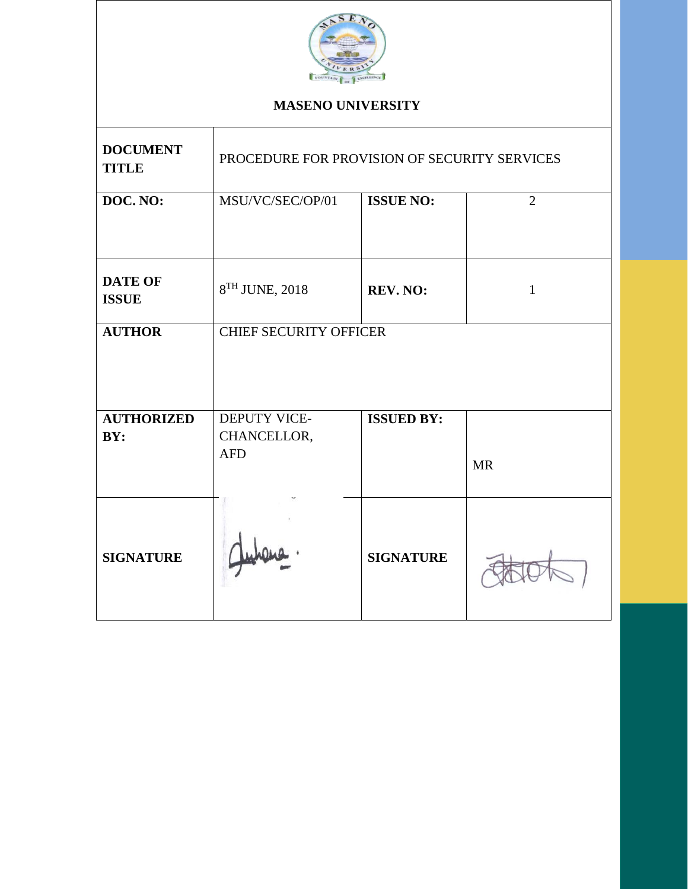# MASENO UNIVERSITY

| | | | |
|---|---|---|---|
| **DOCUMENT TITLE** | PROCEDURE FOR PROVISION OF SECURITY SERVICES | | |
| **DOC. NO:** | MSU/VC/SEC/OP/01 | **ISSUE NO:** | 2 |
| **DATE OF ISSUE** | 8TH JUNE, 2018 | **REV. NO:** | 1 |
| **AUTHOR** | CHIEF SECURITY OFFICER | | |
| **AUTHORIZED BY:** | DEPUTY VICE-CHANCELLOR, AFD | **ISSUED BY:** | MR |
| **SIGNATURE** | | **SIGNATURE** | |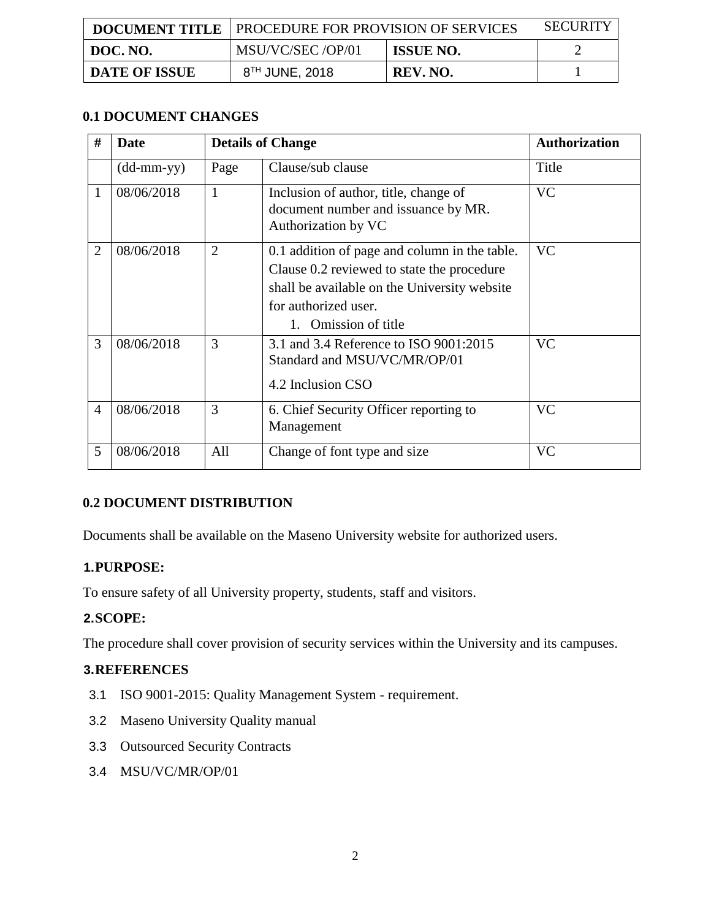| DOCUMENT TITLE | PROCEDURE FOR PROVISION OF SERVICES | | SECURITY |
|---|---|---|---|
| DOC. NO. | MSU/VC/SEC /OP/01 | ISSUE NO. | 2 |
| DATE OF ISSUE | 8TH JUNE, 2018 | REV. NO. | 1 |

### 0.1 DOCUMENT CHANGES

| # | Date | Details of Change | | Authorization |
|---|---|---|---|---|
| | (dd-mm-yy) | Page | Clause/sub clause | Title |
| 1 | 08/06/2018 | 1 | Inclusion of author, title, change of document number and issuance by MR. Authorization by VC | VC |
| 2 | 08/06/2018 | 2 | 0.1 addition of page and column in the table. Clause 0.2 reviewed to state the procedure shall be available on the University website for authorized user. 1. Omission of title | VC |
| 3 | 08/06/2018 | 3 | 3.1 and 3.4 Reference to ISO 9001:2015 Standard and MSU/VC/MR/OP/01 4.2 Inclusion CSO | VC |
| 4 | 08/06/2018 | 3 | 6. Chief Security Officer reporting to Management | VC |
| 5 | 08/06/2018 | All | Change of font type and size | VC |

### 0.2 DOCUMENT DISTRIBUTION

Documents shall be available on the Maseno University website for authorized users.

### 1. PURPOSE:

To ensure safety of all University property, students, staff and visitors.

### 2. SCOPE:

The procedure shall cover provision of security services within the University and its campuses.

### 3. REFERENCES

3.1 ISO 9001-2015: Quality Management System - requirement.

3.2 Maseno University Quality manual

3.3 Outsourced Security Contracts

3.4 MSU/VC/MR/OP/01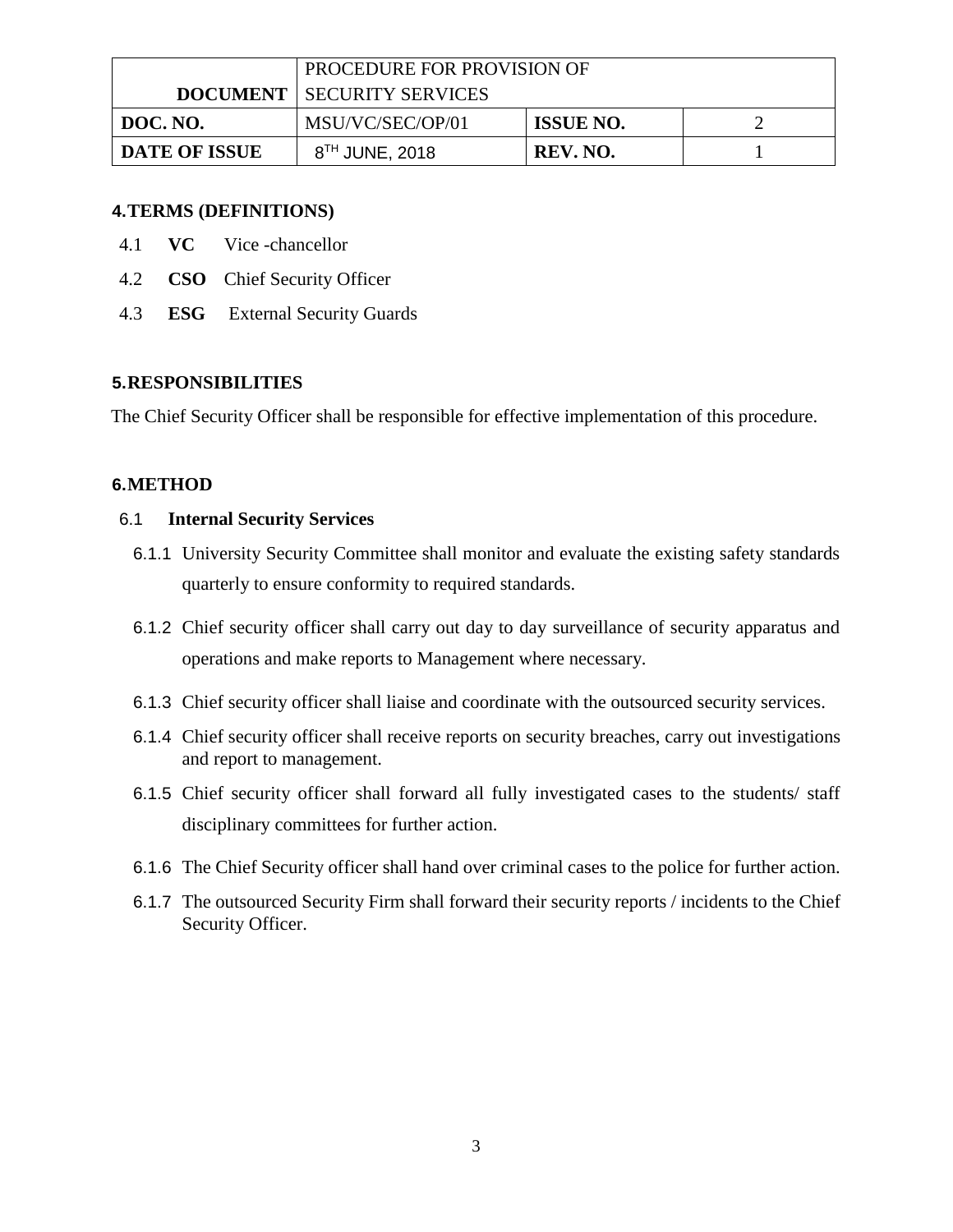| | | | |
|---|---|---|---|
| **DOCUMENT** | PROCEDURE FOR PROVISION OF SECURITY SERVICES | | |
| **DOC. NO.** | MSU/VC/SEC/OP/01 | **ISSUE NO.** | 2 |
| **DATE OF ISSUE** | 8TH JUNE, 2018 | **REV. NO.** | 1 |

## 4.TERMS (DEFINITIONS)

4.1 **VC** Vice -chancellor

4.2 **CSO** Chief Security Officer

4.3 **ESG** External Security Guards

## 5.RESPONSIBILITIES

The Chief Security Officer shall be responsible for effective implementation of this procedure.

## 6.METHOD

### 6.1 Internal Security Services

6.1.1 University Security Committee shall monitor and evaluate the existing safety standards quarterly to ensure conformity to required standards.

6.1.2 Chief security officer shall carry out day to day surveillance of security apparatus and operations and make reports to Management where necessary.

6.1.3 Chief security officer shall liaise and coordinate with the outsourced security services.

6.1.4 Chief security officer shall receive reports on security breaches, carry out investigations and report to management.

6.1.5 Chief security officer shall forward all fully investigated cases to the students/ staff disciplinary committees for further action.

6.1.6 The Chief Security officer shall hand over criminal cases to the police for further action.

6.1.7 The outsourced Security Firm shall forward their security reports / incidents to the Chief Security Officer.